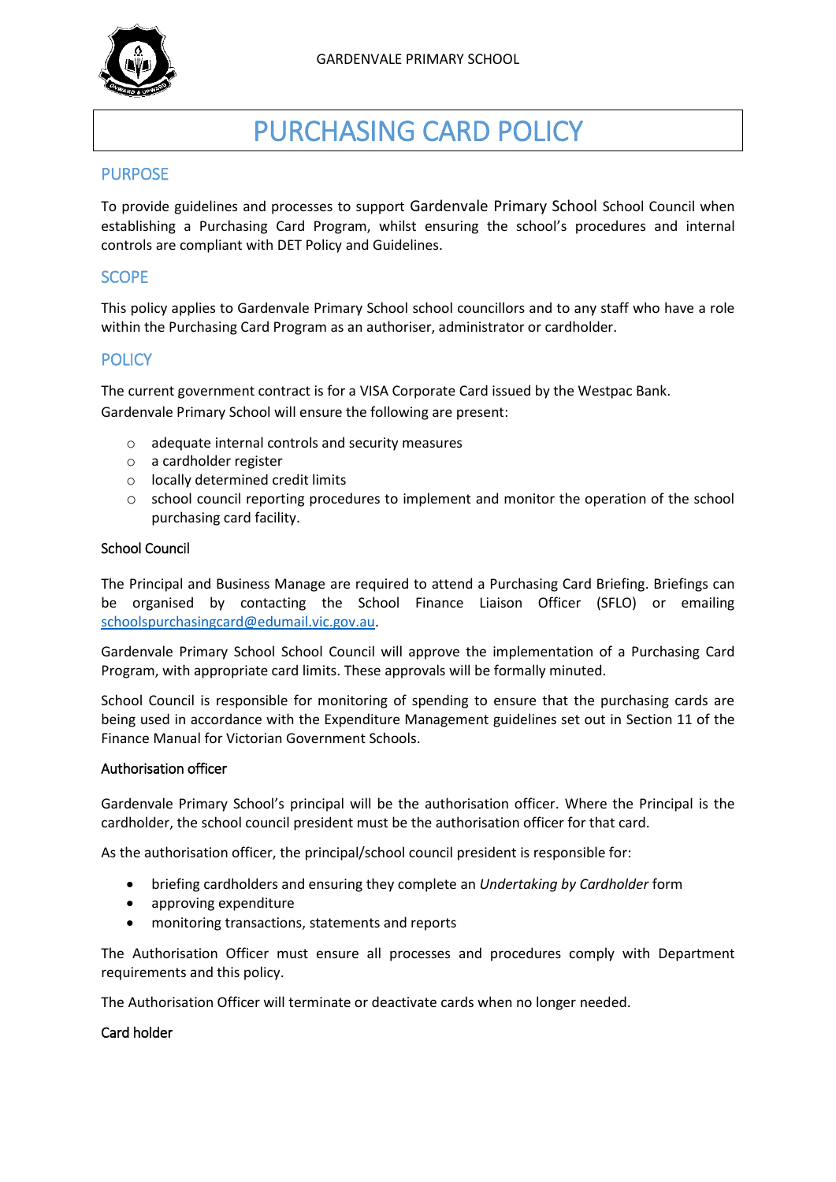GARDENVALE PRIMARY SCHOOL

# PURCHASING CARD POLICY

## PURPOSE

To provide guidelines and processes to support Gardenvale Primary School School Council when establishing a Purchasing Card Program, whilst ensuring the school's procedures and internal controls are compliant with DET Policy and Guidelines.

## SCOPE

This policy applies to Gardenvale Primary School school councillors and to any staff who have a role within the Purchasing Card Program as an authoriser, administrator or cardholder.

## POLICY

The current government contract is for a VISA Corporate Card issued by the Westpac Bank.
Gardenvale Primary School will ensure the following are present:

- adequate internal controls and security measures
- a cardholder register
- locally determined credit limits
- school council reporting procedures to implement and monitor the operation of the school purchasing card facility.

### School Council

The Principal and Business Manage are required to attend a Purchasing Card Briefing. Briefings can be organised by contacting the School Finance Liaison Officer (SFLO) or emailing schoolspurchasingcard@edumail.vic.gov.au.

Gardenvale Primary School School Council will approve the implementation of a Purchasing Card Program, with appropriate card limits. These approvals will be formally minuted.

School Council is responsible for monitoring of spending to ensure that the purchasing cards are being used in accordance with the Expenditure Management guidelines set out in Section 11 of the Finance Manual for Victorian Government Schools.

### Authorisation officer

Gardenvale Primary School's principal will be the authorisation officer. Where the Principal is the cardholder, the school council president must be the authorisation officer for that card.

As the authorisation officer, the principal/school council president is responsible for:

- briefing cardholders and ensuring they complete an *Undertaking by Cardholder* form
- approving expenditure
- monitoring transactions, statements and reports

The Authorisation Officer must ensure all processes and procedures comply with Department requirements and this policy.

The Authorisation Officer will terminate or deactivate cards when no longer needed.

### Card holder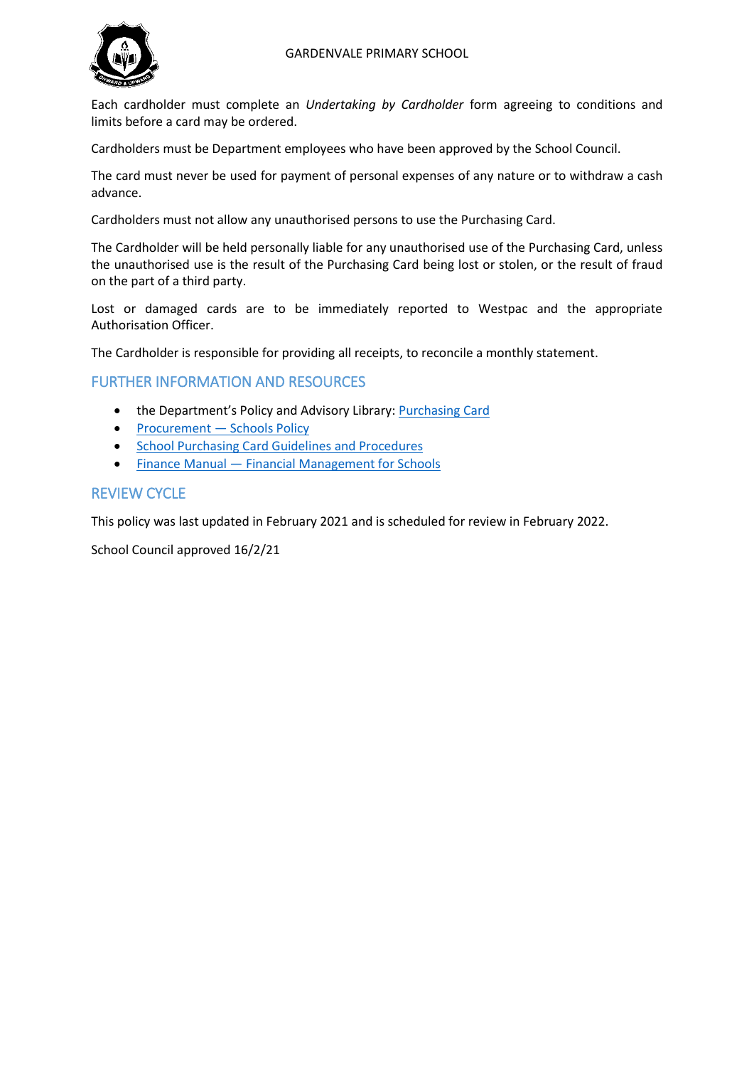Each cardholder must complete an *Undertaking by Cardholder* form agreeing to conditions and limits before a card may be ordered.

Cardholders must be Department employees who have been approved by the School Council.

The card must never be used for payment of personal expenses of any nature or to withdraw a cash advance.

Cardholders must not allow any unauthorised persons to use the Purchasing Card.

The Cardholder will be held personally liable for any unauthorised use of the Purchasing Card, unless the unauthorised use is the result of the Purchasing Card being lost or stolen, or the result of fraud on the part of a third party.

Lost or damaged cards are to be immediately reported to Westpac and the appropriate Authorisation Officer.

The Cardholder is responsible for providing all receipts, to reconcile a monthly statement.

## FURTHER INFORMATION AND RESOURCES

- the Department's Policy and Advisory Library: Purchasing Card
- Procurement — Schools Policy
- School Purchasing Card Guidelines and Procedures
- Finance Manual — Financial Management for Schools

## REVIEW CYCLE

This policy was last updated in February 2021 and is scheduled for review in February 2022.

School Council approved 16/2/21